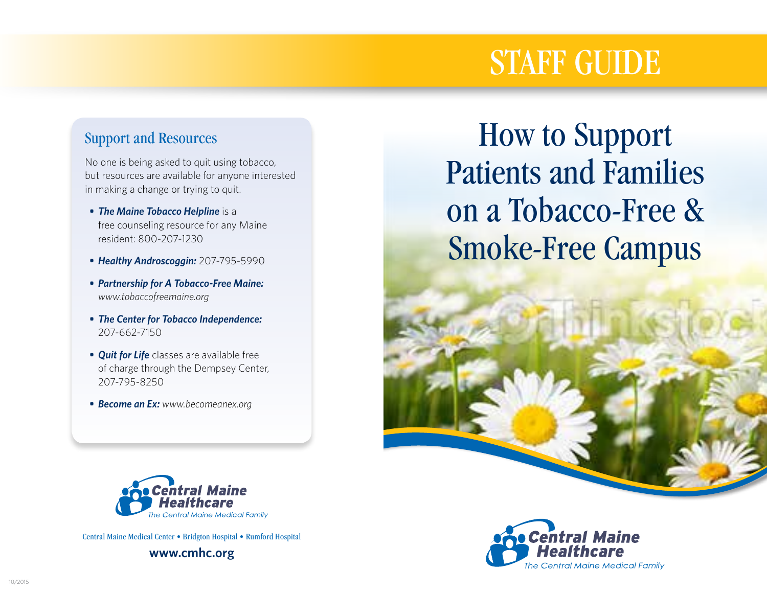# STAFF GUIDE

# How to Support Patients and Families on a Tobacco-Free & Smoke-Free Campus

Central Maine Healthcare
*The Central Maine Medical Family*

## Support and Resources

No one is being asked to quit using tobacco, but resources are available for anyone interested in making a change or trying to quit.

- ***The Maine Tobacco Helpline*** is a free counseling resource for any Maine resident: 800-207-1230
- ***Healthy Androscoggin:*** 207-795-5990
- ***Partnership for A Tobacco-Free Maine:*** *www.tobaccofreemaine.org*
- ***The Center for Tobacco Independence:*** 207-662-7150
- ***Quit for Life*** classes are available free of charge through the Dempsey Center, 207-795-8250
- ***Become an Ex:*** *www.becomeanex.org*

Central Maine Healthcare
*The Central Maine Medical Family*

Central Maine Medical Center • Bridgton Hospital • Rumford Hospital

**www.cmhc.org**

10/2015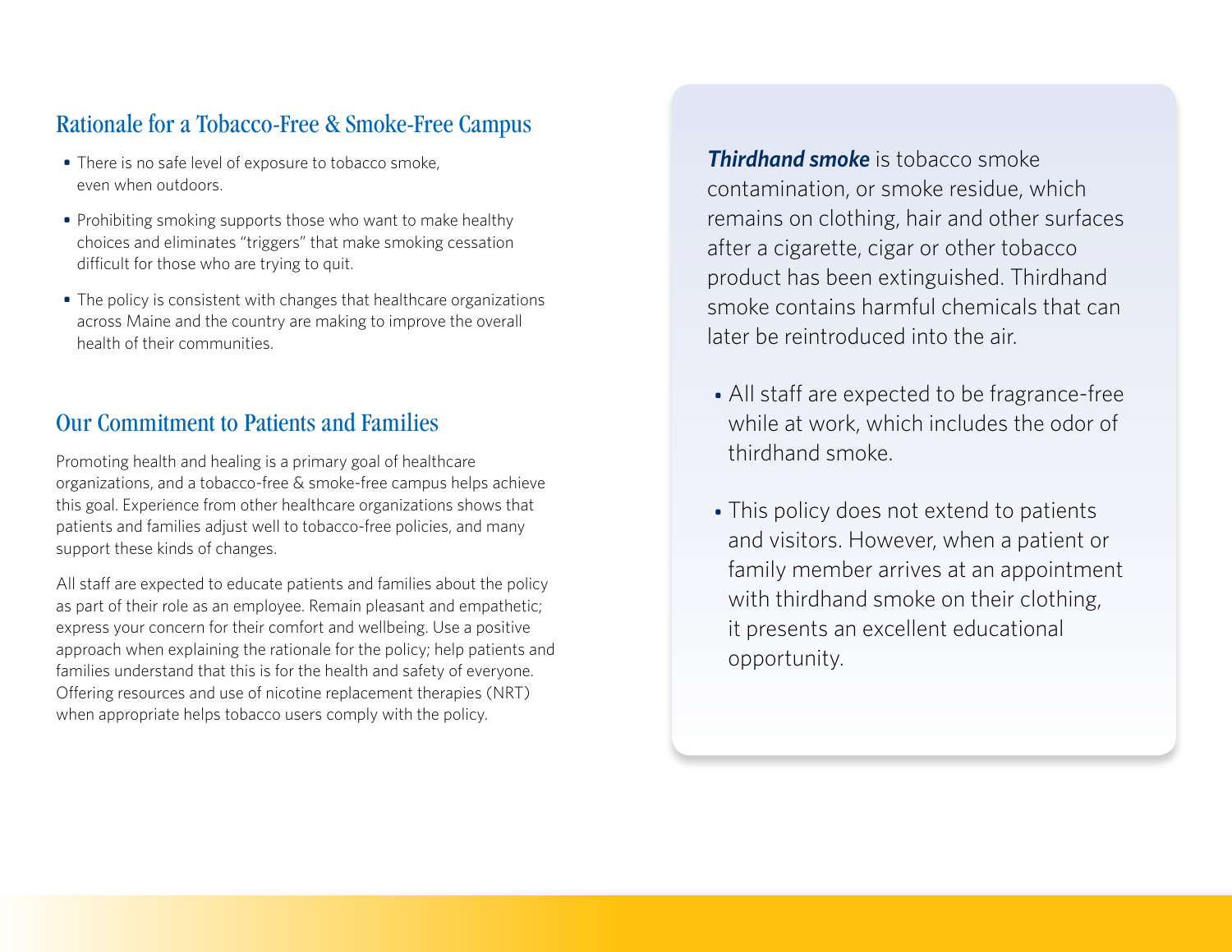## Rationale for a Tobacco-Free & Smoke-Free Campus

- There is no safe level of exposure to tobacco smoke, even when outdoors.
- Prohibiting smoking supports those who want to make healthy choices and eliminates "triggers" that make smoking cessation difficult for those who are trying to quit.
- The policy is consistent with changes that healthcare organizations across Maine and the country are making to improve the overall health of their communities.

## Our Commitment to Patients and Families

Promoting health and healing is a primary goal of healthcare organizations, and a tobacco-free & smoke-free campus helps achieve this goal. Experience from other healthcare organizations shows that patients and families adjust well to tobacco-free policies, and many support these kinds of changes.

All staff are expected to educate patients and families about the policy as part of their role as an employee. Remain pleasant and empathetic; express your concern for their comfort and wellbeing. Use a positive approach when explaining the rationale for the policy; help patients and families understand that this is for the health and safety of everyone. Offering resources and use of nicotine replacement therapies (NRT) when appropriate helps tobacco users comply with the policy.

***Thirdhand smoke*** is tobacco smoke contamination, or smoke residue, which remains on clothing, hair and other surfaces after a cigarette, cigar or other tobacco product has been extinguished. Thirdhand smoke contains harmful chemicals that can later be reintroduced into the air.

- All staff are expected to be fragrance-free while at work, which includes the odor of thirdhand smoke.
- This policy does not extend to patients and visitors. However, when a patient or family member arrives at an appointment with thirdhand smoke on their clothing, it presents an excellent educational opportunity.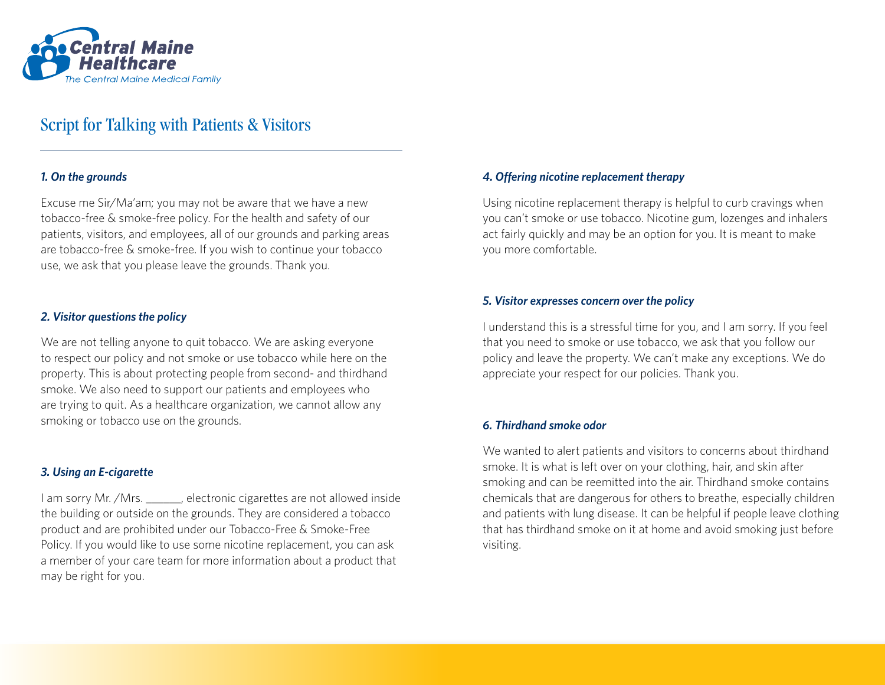Central Maine Healthcare
The Central Maine Medical Family

# Script for Talking with Patients & Visitors

### *1. On the grounds*

Excuse me Sir/Ma'am; you may not be aware that we have a new tobacco-free & smoke-free policy. For the health and safety of our patients, visitors, and employees, all of our grounds and parking areas are tobacco-free & smoke-free. If you wish to continue your tobacco use, we ask that you please leave the grounds. Thank you.

### *2. Visitor questions the policy*

We are not telling anyone to quit tobacco. We are asking everyone to respect our policy and not smoke or use tobacco while here on the property. This is about protecting people from second- and thirdhand smoke. We also need to support our patients and employees who are trying to quit. As a healthcare organization, we cannot allow any smoking or tobacco use on the grounds.

### *3. Using an E-cigarette*

I am sorry Mr. /Mrs. ______, electronic cigarettes are not allowed inside the building or outside on the grounds. They are considered a tobacco product and are prohibited under our Tobacco-Free & Smoke-Free Policy. If you would like to use some nicotine replacement, you can ask a member of your care team for more information about a product that may be right for you.

### *4. Offering nicotine replacement therapy*

Using nicotine replacement therapy is helpful to curb cravings when you can't smoke or use tobacco. Nicotine gum, lozenges and inhalers act fairly quickly and may be an option for you. It is meant to make you more comfortable.

### *5. Visitor expresses concern over the policy*

I understand this is a stressful time for you, and I am sorry. If you feel that you need to smoke or use tobacco, we ask that you follow our policy and leave the property. We can't make any exceptions. We do appreciate your respect for our policies. Thank you.

### *6. Thirdhand smoke odor*

We wanted to alert patients and visitors to concerns about thirdhand smoke. It is what is left over on your clothing, hair, and skin after smoking and can be reemitted into the air. Thirdhand smoke contains chemicals that are dangerous for others to breathe, especially children and patients with lung disease. It can be helpful if people leave clothing that has thirdhand smoke on it at home and avoid smoking just before visiting.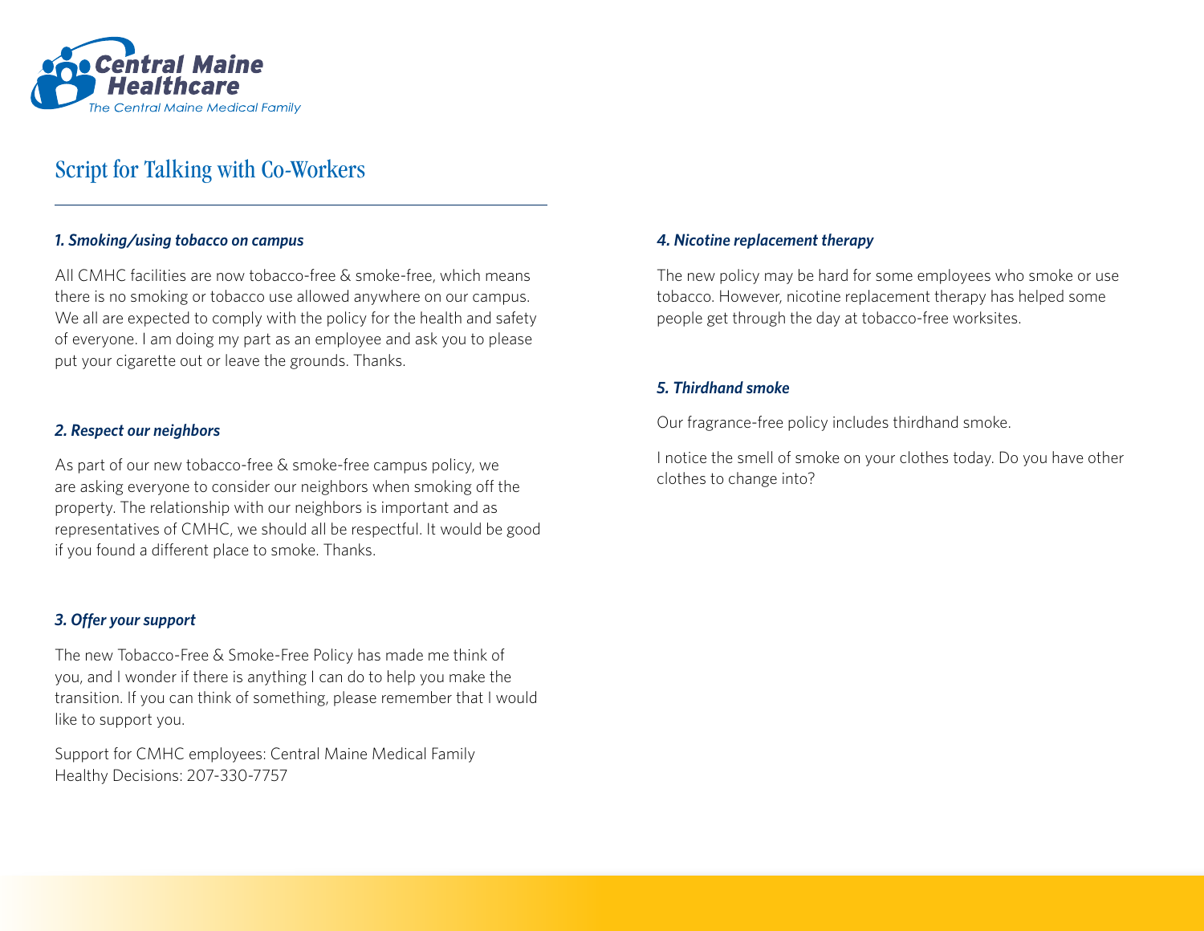Central Maine Healthcare
The Central Maine Medical Family

# Script for Talking with Co-Workers

### *1. Smoking/using tobacco on campus*

All CMHC facilities are now tobacco-free & smoke-free, which means there is no smoking or tobacco use allowed anywhere on our campus. We all are expected to comply with the policy for the health and safety of everyone. I am doing my part as an employee and ask you to please put your cigarette out or leave the grounds. Thanks.

### *2. Respect our neighbors*

As part of our new tobacco-free & smoke-free campus policy, we are asking everyone to consider our neighbors when smoking off the property. The relationship with our neighbors is important and as representatives of CMHC, we should all be respectful. It would be good if you found a different place to smoke. Thanks.

### *3. Offer your support*

The new Tobacco-Free & Smoke-Free Policy has made me think of you, and I wonder if there is anything I can do to help you make the transition. If you can think of something, please remember that I would like to support you.

Support for CMHC employees: Central Maine Medical Family Healthy Decisions: 207-330-7757

### *4. Nicotine replacement therapy*

The new policy may be hard for some employees who smoke or use tobacco. However, nicotine replacement therapy has helped some people get through the day at tobacco-free worksites.

### *5. Thirdhand smoke*

Our fragrance-free policy includes thirdhand smoke.

I notice the smell of smoke on your clothes today. Do you have other clothes to change into?